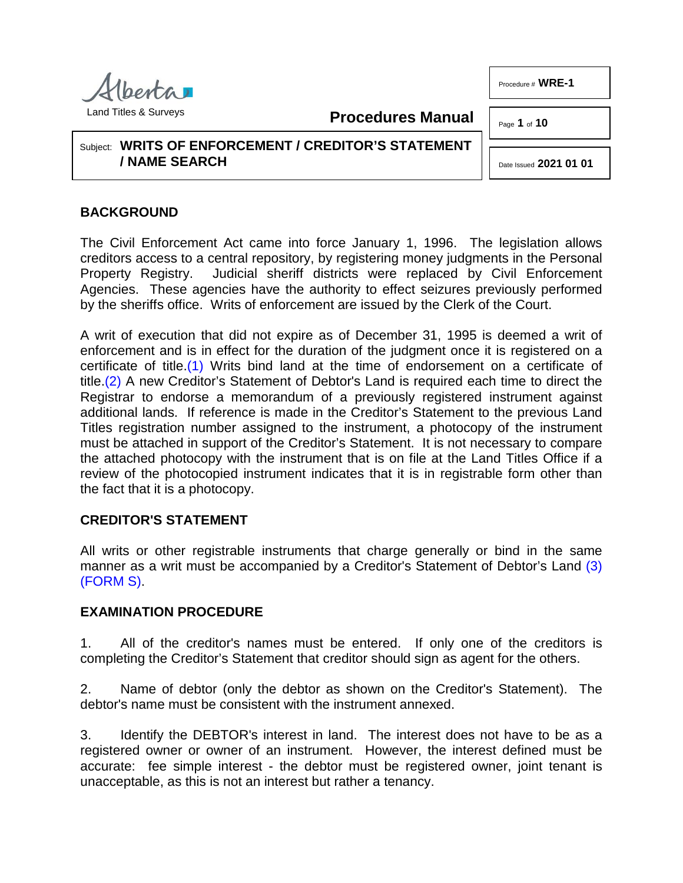Alberta Land Titles & Surveys

**Procedures Manual**

Procedure # **WRE-1**

Date Issued **2021 01 01**

Subject: **WRITS OF ENFORCEMENT / CREDITOR'S STATEMENT / NAME SEARCH**

## BACKGROUND

The Civil Enforcement Act came into force January 1, 1996. The legislation allows creditors access to a central repository, by registering money judgments in the Personal Property Registry. Judicial sheriff districts were replaced by Civil Enforcement Agencies. These agencies have the authority to effect seizures previously performed by the sheriffs office. Writs of enforcement are issued by the Clerk of the Court.

A writ of execution that did not expire as of December 31, 1995 is deemed a writ of enforcement and is in effect for the duration of the judgment once it is registered on a certificate of title.(1) Writs bind land at the time of endorsement on a certificate of title.(2) A new Creditor's Statement of Debtor's Land is required each time to direct the Registrar to endorse a memorandum of a previously registered instrument against additional lands. If reference is made in the Creditor's Statement to the previous Land Titles registration number assigned to the instrument, a photocopy of the instrument must be attached in support of the Creditor's Statement. It is not necessary to compare the attached photocopy with the instrument that is on file at the Land Titles Office if a review of the photocopied instrument indicates that it is in registrable form other than the fact that it is a photocopy.

## CREDITOR'S STATEMENT

All writs or other registrable instruments that charge generally or bind in the same manner as a writ must be accompanied by a Creditor's Statement of Debtor's Land (3) (FORM S).

## EXAMINATION PROCEDURE

1. All of the creditor's names must be entered. If only one of the creditors is completing the Creditor's Statement that creditor should sign as agent for the others.

2. Name of debtor (only the debtor as shown on the Creditor's Statement). The debtor's name must be consistent with the instrument annexed.

3. Identify the DEBTOR's interest in land. The interest does not have to be as a registered owner or owner of an instrument. However, the interest defined must be accurate: fee simple interest - the debtor must be registered owner, joint tenant is unacceptable, as this is not an interest but rather a tenancy.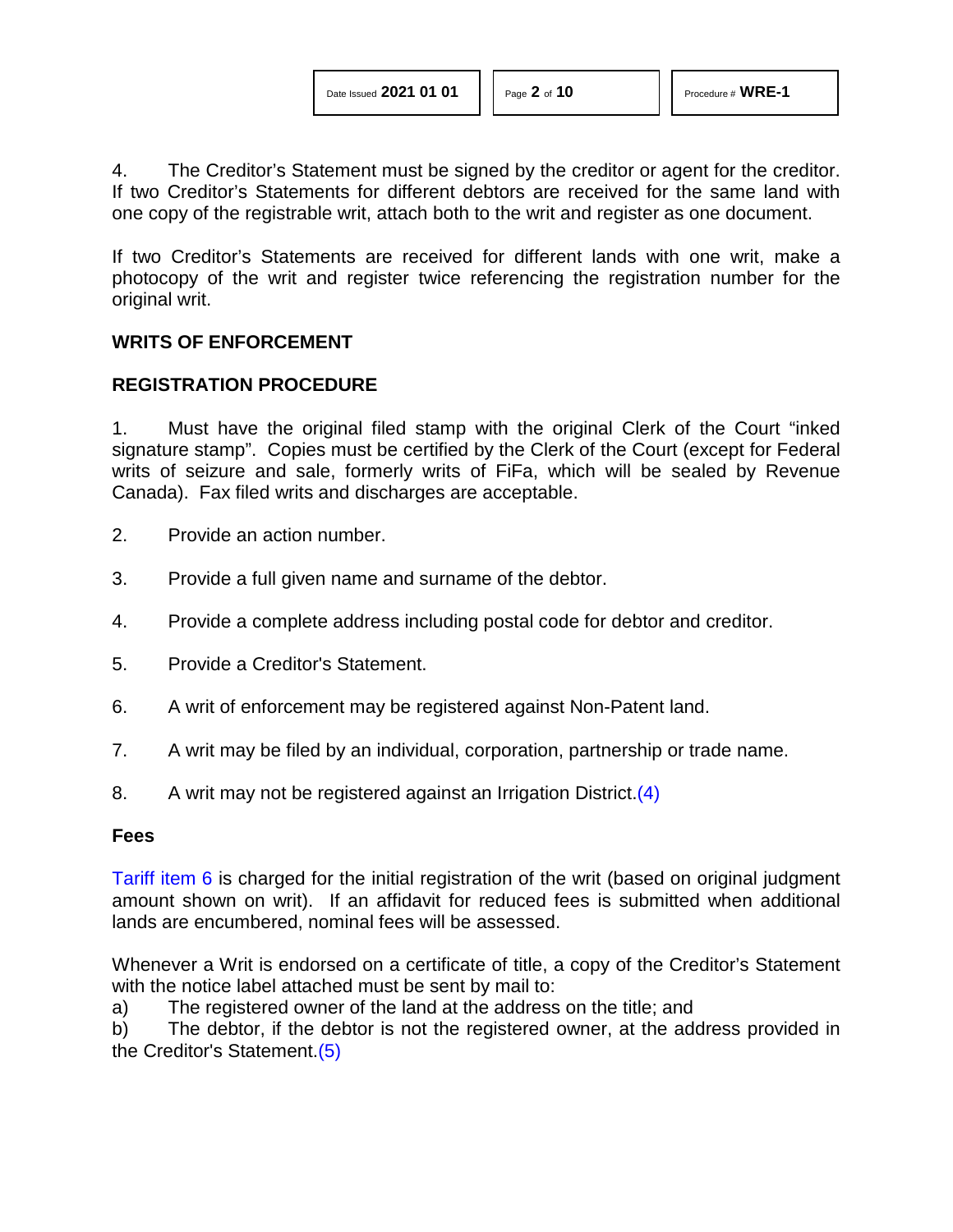4. The Creditor's Statement must be signed by the creditor or agent for the creditor. If two Creditor's Statements for different debtors are received for the same land with one copy of the registrable writ, attach both to the writ and register as one document.

If two Creditor's Statements are received for different lands with one writ, make a photocopy of the writ and register twice referencing the registration number for the original writ.

## WRITS OF ENFORCEMENT

## REGISTRATION PROCEDURE

1. Must have the original filed stamp with the original Clerk of the Court "inked signature stamp". Copies must be certified by the Clerk of the Court (except for Federal writs of seizure and sale, formerly writs of FiFa, which will be sealed by Revenue Canada). Fax filed writs and discharges are acceptable.

2. Provide an action number.

3. Provide a full given name and surname of the debtor.

4. Provide a complete address including postal code for debtor and creditor.

5. Provide a Creditor's Statement.

6. A writ of enforcement may be registered against Non-Patent land.

7. A writ may be filed by an individual, corporation, partnership or trade name.

8. A writ may not be registered against an Irrigation District.(4)

### Fees

Tariff item 6 is charged for the initial registration of the writ (based on original judgment amount shown on writ). If an affidavit for reduced fees is submitted when additional lands are encumbered, nominal fees will be assessed.

Whenever a Writ is endorsed on a certificate of title, a copy of the Creditor's Statement with the notice label attached must be sent by mail to:

a) The registered owner of the land at the address on the title; and

b) The debtor, if the debtor is not the registered owner, at the address provided in the Creditor's Statement.(5)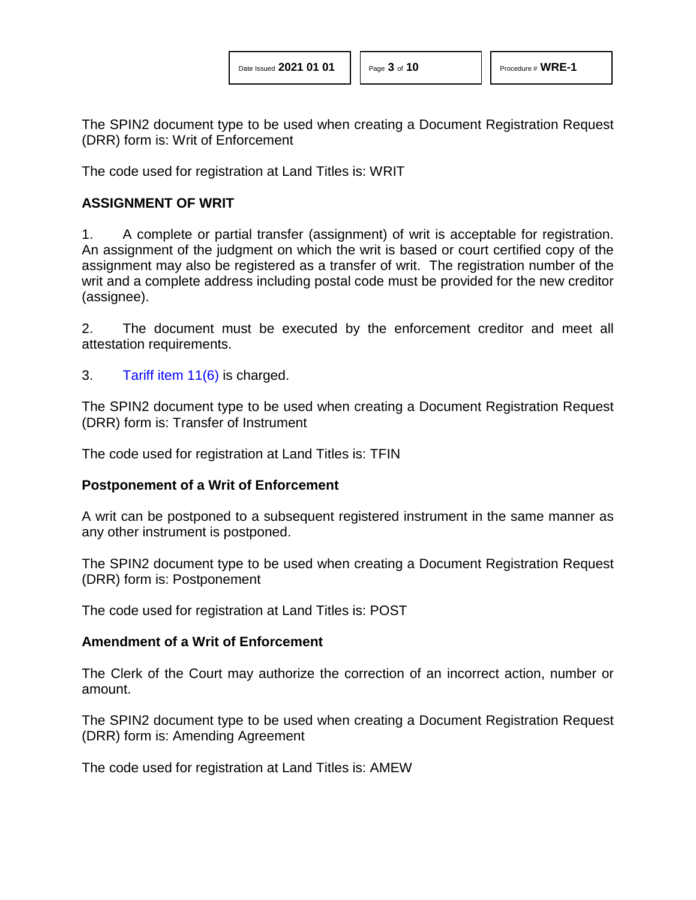The SPIN2 document type to be used when creating a Document Registration Request (DRR) form is: Writ of Enforcement

The code used for registration at Land Titles is: WRIT

## ASSIGNMENT OF WRIT

1. A complete or partial transfer (assignment) of writ is acceptable for registration. An assignment of the judgment on which the writ is based or court certified copy of the assignment may also be registered as a transfer of writ. The registration number of the writ and a complete address including postal code must be provided for the new creditor (assignee).

2. The document must be executed by the enforcement creditor and meet all attestation requirements.

3. Tariff item 11(6) is charged.

The SPIN2 document type to be used when creating a Document Registration Request (DRR) form is: Transfer of Instrument

The code used for registration at Land Titles is: TFIN

### Postponement of a Writ of Enforcement

A writ can be postponed to a subsequent registered instrument in the same manner as any other instrument is postponed.

The SPIN2 document type to be used when creating a Document Registration Request (DRR) form is: Postponement

The code used for registration at Land Titles is: POST

### Amendment of a Writ of Enforcement

The Clerk of the Court may authorize the correction of an incorrect action, number or amount.

The SPIN2 document type to be used when creating a Document Registration Request (DRR) form is: Amending Agreement

The code used for registration at Land Titles is: AMEW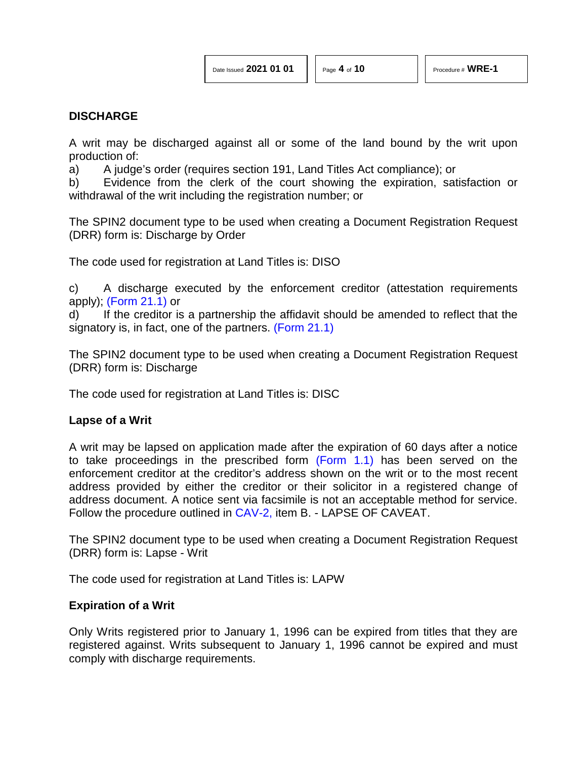## DISCHARGE

A writ may be discharged against all or some of the land bound by the writ upon production of:

a) A judge's order (requires section 191, Land Titles Act compliance); or

b) Evidence from the clerk of the court showing the expiration, satisfaction or withdrawal of the writ including the registration number; or

The SPIN2 document type to be used when creating a Document Registration Request (DRR) form is: Discharge by Order

The code used for registration at Land Titles is: DISO

c) A discharge executed by the enforcement creditor (attestation requirements apply); (Form 21.1) or

d) If the creditor is a partnership the affidavit should be amended to reflect that the signatory is, in fact, one of the partners. (Form 21.1)

The SPIN2 document type to be used when creating a Document Registration Request (DRR) form is: Discharge

The code used for registration at Land Titles is: DISC

### Lapse of a Writ

A writ may be lapsed on application made after the expiration of 60 days after a notice to take proceedings in the prescribed form (Form 1.1) has been served on the enforcement creditor at the creditor's address shown on the writ or to the most recent address provided by either the creditor or their solicitor in a registered change of address document. A notice sent via facsimile is not an acceptable method for service. Follow the procedure outlined in CAV-2, item B. - LAPSE OF CAVEAT.

The SPIN2 document type to be used when creating a Document Registration Request (DRR) form is: Lapse - Writ

The code used for registration at Land Titles is: LAPW

### Expiration of a Writ

Only Writs registered prior to January 1, 1996 can be expired from titles that they are registered against. Writs subsequent to January 1, 1996 cannot be expired and must comply with discharge requirements.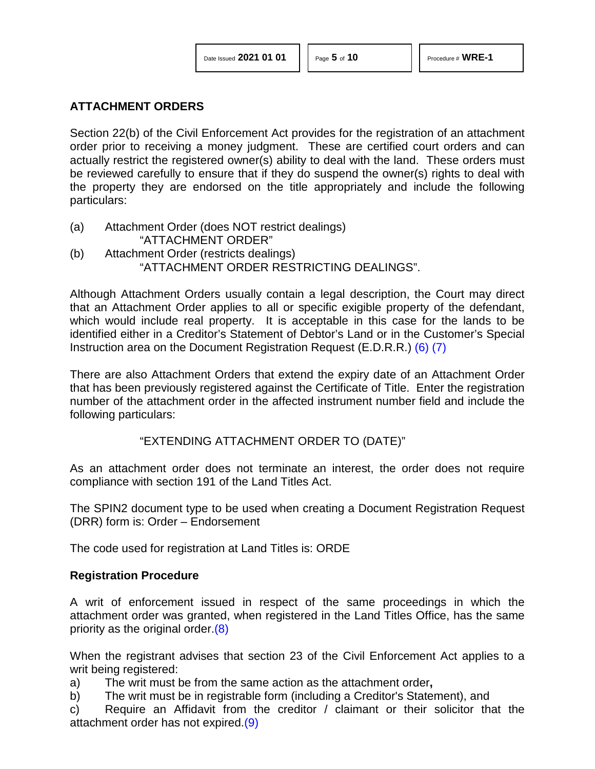## ATTACHMENT ORDERS

Section 22(b) of the Civil Enforcement Act provides for the registration of an attachment order prior to receiving a money judgment. These are certified court orders and can actually restrict the registered owner(s) ability to deal with the land. These orders must be reviewed carefully to ensure that if they do suspend the owner(s) rights to deal with the property they are endorsed on the title appropriately and include the following particulars:

(a) Attachment Order (does NOT restrict dealings)
"ATTACHMENT ORDER"

(b) Attachment Order (restricts dealings)
"ATTACHMENT ORDER RESTRICTING DEALINGS".

Although Attachment Orders usually contain a legal description, the Court may direct that an Attachment Order applies to all or specific exigible property of the defendant, which would include real property. It is acceptable in this case for the lands to be identified either in a Creditor's Statement of Debtor's Land or in the Customer's Special Instruction area on the Document Registration Request (E.D.R.R.) (6) (7)

There are also Attachment Orders that extend the expiry date of an Attachment Order that has been previously registered against the Certificate of Title. Enter the registration number of the attachment order in the affected instrument number field and include the following particulars:

"EXTENDING ATTACHMENT ORDER TO (DATE)"

As an attachment order does not terminate an interest, the order does not require compliance with section 191 of the Land Titles Act.

The SPIN2 document type to be used when creating a Document Registration Request (DRR) form is: Order – Endorsement

The code used for registration at Land Titles is: ORDE

### Registration Procedure

A writ of enforcement issued in respect of the same proceedings in which the attachment order was granted, when registered in the Land Titles Office, has the same priority as the original order.(8)

When the registrant advises that section 23 of the Civil Enforcement Act applies to a writ being registered:

a) The writ must be from the same action as the attachment order**,**
b) The writ must be in registrable form (including a Creditor's Statement), and
c) Require an Affidavit from the creditor / claimant or their solicitor that the attachment order has not expired.(9)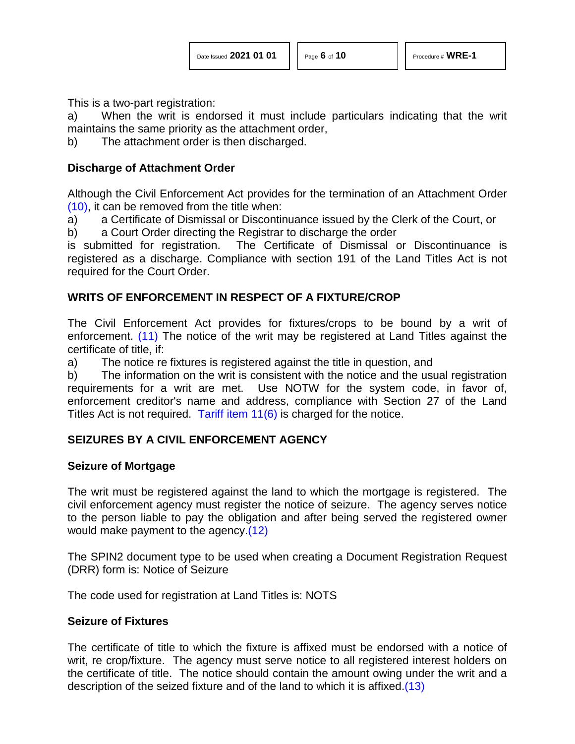This is a two-part registration:

a) When the writ is endorsed it must include particulars indicating that the writ maintains the same priority as the attachment order,

b) The attachment order is then discharged.

### Discharge of Attachment Order

Although the Civil Enforcement Act provides for the termination of an Attachment Order (10), it can be removed from the title when:

a) a Certificate of Dismissal or Discontinuance issued by the Clerk of the Court, or

b) a Court Order directing the Registrar to discharge the order

is submitted for registration. The Certificate of Dismissal or Discontinuance is registered as a discharge. Compliance with section 191 of the Land Titles Act is not required for the Court Order.

## WRITS OF ENFORCEMENT IN RESPECT OF A FIXTURE/CROP

The Civil Enforcement Act provides for fixtures/crops to be bound by a writ of enforcement. (11) The notice of the writ may be registered at Land Titles against the certificate of title, if:

a) The notice re fixtures is registered against the title in question, and

b) The information on the writ is consistent with the notice and the usual registration requirements for a writ are met. Use NOTW for the system code, in favor of, enforcement creditor's name and address, compliance with Section 27 of the Land Titles Act is not required. Tariff item 11(6) is charged for the notice.

## SEIZURES BY A CIVIL ENFORCEMENT AGENCY

### Seizure of Mortgage

The writ must be registered against the land to which the mortgage is registered. The civil enforcement agency must register the notice of seizure. The agency serves notice to the person liable to pay the obligation and after being served the registered owner would make payment to the agency.(12)

The SPIN2 document type to be used when creating a Document Registration Request (DRR) form is: Notice of Seizure

The code used for registration at Land Titles is: NOTS

### Seizure of Fixtures

The certificate of title to which the fixture is affixed must be endorsed with a notice of writ, re crop/fixture. The agency must serve notice to all registered interest holders on the certificate of title. The notice should contain the amount owing under the writ and a description of the seized fixture and of the land to which it is affixed.(13)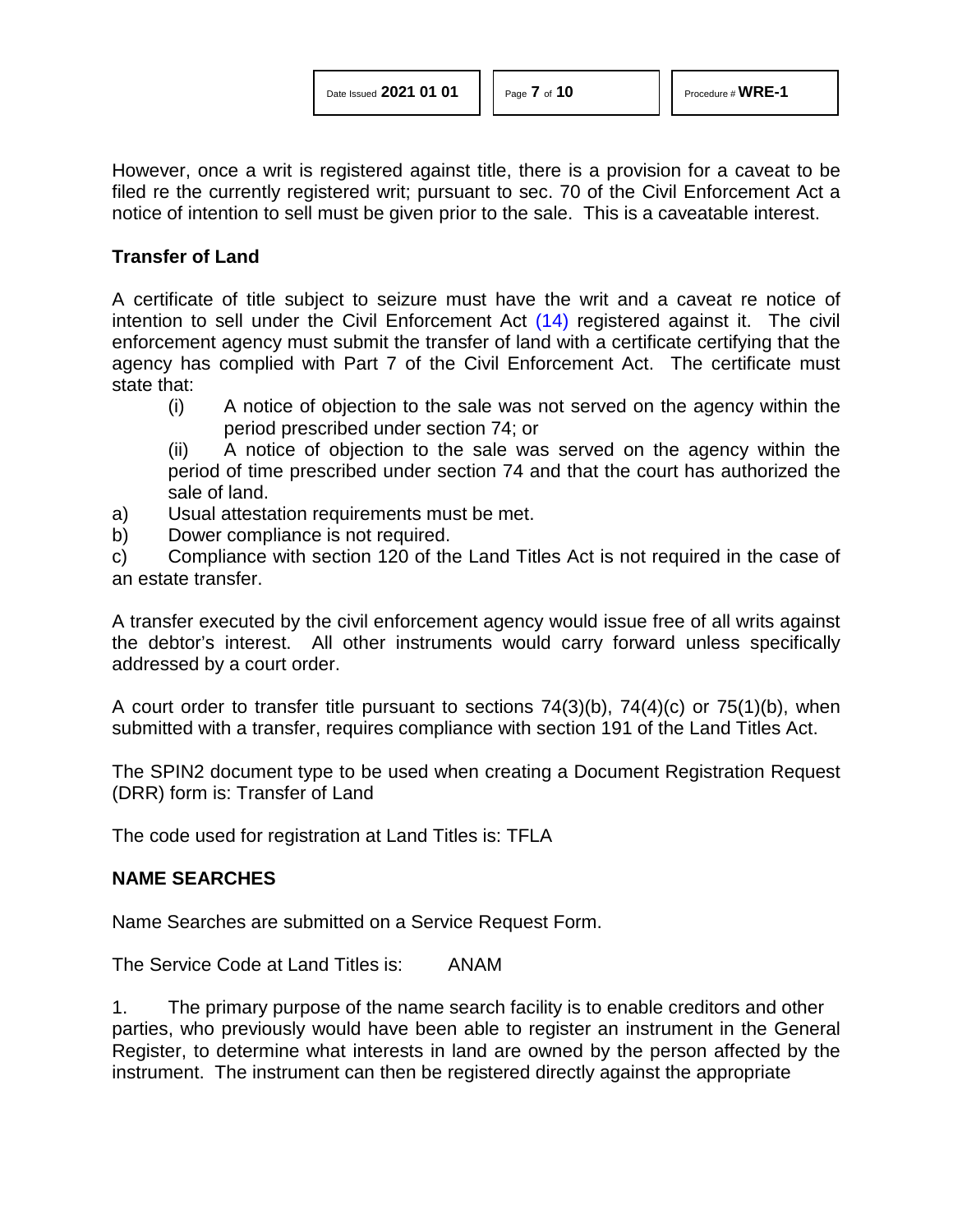However, once a writ is registered against title, there is a provision for a caveat to be filed re the currently registered writ; pursuant to sec. 70 of the Civil Enforcement Act a notice of intention to sell must be given prior to the sale. This is a caveatable interest.

## Transfer of Land

A certificate of title subject to seizure must have the writ and a caveat re notice of intention to sell under the Civil Enforcement Act (14) registered against it. The civil enforcement agency must submit the transfer of land with a certificate certifying that the agency has complied with Part 7 of the Civil Enforcement Act. The certificate must state that:

(i) A notice of objection to the sale was not served on the agency within the period prescribed under section 74; or

(ii) A notice of objection to the sale was served on the agency within the period of time prescribed under section 74 and that the court has authorized the sale of land.

a) Usual attestation requirements must be met.

b) Dower compliance is not required.

c) Compliance with section 120 of the Land Titles Act is not required in the case of an estate transfer.

A transfer executed by the civil enforcement agency would issue free of all writs against the debtor's interest. All other instruments would carry forward unless specifically addressed by a court order.

A court order to transfer title pursuant to sections 74(3)(b), 74(4)(c) or 75(1)(b), when submitted with a transfer, requires compliance with section 191 of the Land Titles Act.

The SPIN2 document type to be used when creating a Document Registration Request (DRR) form is: Transfer of Land

The code used for registration at Land Titles is: TFLA

## NAME SEARCHES

Name Searches are submitted on a Service Request Form.

The Service Code at Land Titles is: ANAM

1. The primary purpose of the name search facility is to enable creditors and other parties, who previously would have been able to register an instrument in the General Register, to determine what interests in land are owned by the person affected by the instrument. The instrument can then be registered directly against the appropriate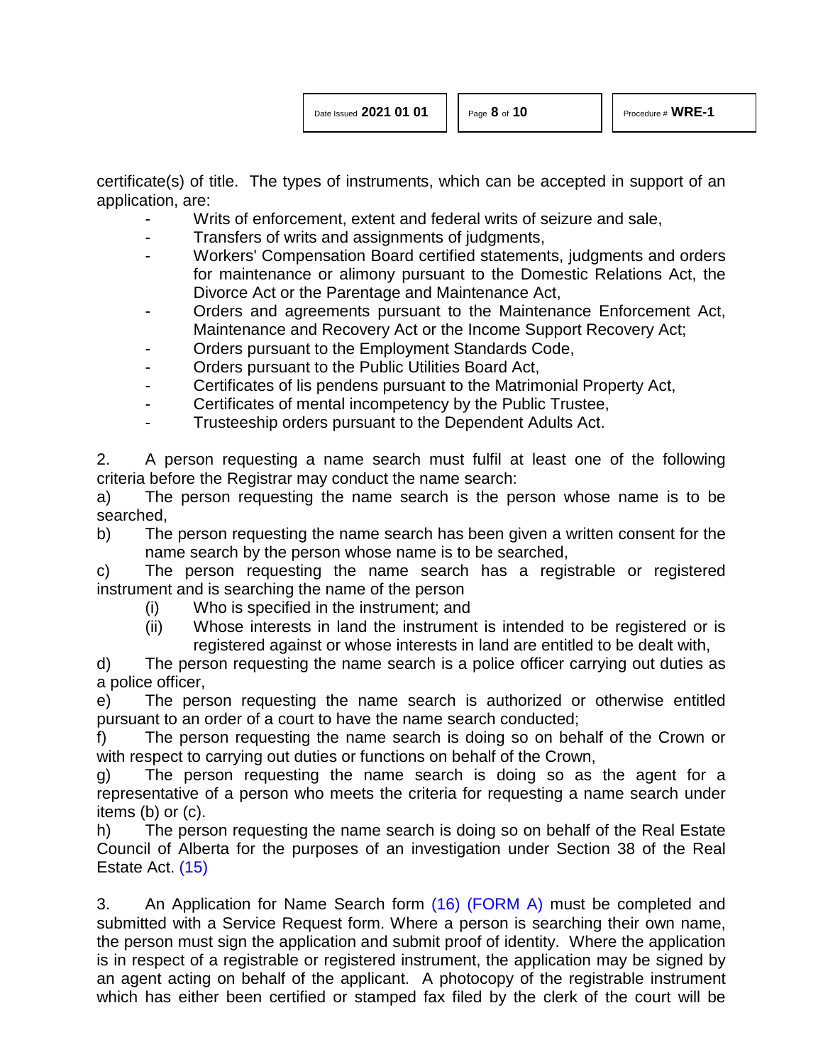certificate(s) of title. The types of instruments, which can be accepted in support of an application, are:

- Writs of enforcement, extent and federal writs of seizure and sale,
- Transfers of writs and assignments of judgments,
- Workers' Compensation Board certified statements, judgments and orders for maintenance or alimony pursuant to the Domestic Relations Act, the Divorce Act or the Parentage and Maintenance Act,
- Orders and agreements pursuant to the Maintenance Enforcement Act, Maintenance and Recovery Act or the Income Support Recovery Act;
- Orders pursuant to the Employment Standards Code,
- Orders pursuant to the Public Utilities Board Act,
- Certificates of lis pendens pursuant to the Matrimonial Property Act,
- Certificates of mental incompetency by the Public Trustee,
- Trusteeship orders pursuant to the Dependent Adults Act.

2. A person requesting a name search must fulfil at least one of the following criteria before the Registrar may conduct the name search:

a) The person requesting the name search is the person whose name is to be searched,

b) The person requesting the name search has been given a written consent for the name search by the person whose name is to be searched,

c) The person requesting the name search has a registrable or registered instrument and is searching the name of the person

(i) Who is specified in the instrument; and

(ii) Whose interests in land the instrument is intended to be registered or is registered against or whose interests in land are entitled to be dealt with,

d) The person requesting the name search is a police officer carrying out duties as a police officer,

e) The person requesting the name search is authorized or otherwise entitled pursuant to an order of a court to have the name search conducted;

f) The person requesting the name search is doing so on behalf of the Crown or with respect to carrying out duties or functions on behalf of the Crown,

g) The person requesting the name search is doing so as the agent for a representative of a person who meets the criteria for requesting a name search under items (b) or (c).

h) The person requesting the name search is doing so on behalf of the Real Estate Council of Alberta for the purposes of an investigation under Section 38 of the Real Estate Act. (15)

3. An Application for Name Search form (16) (FORM A) must be completed and submitted with a Service Request form. Where a person is searching their own name, the person must sign the application and submit proof of identity. Where the application is in respect of a registrable or registered instrument, the application may be signed by an agent acting on behalf of the applicant. A photocopy of the registrable instrument which has either been certified or stamped fax filed by the clerk of the court will be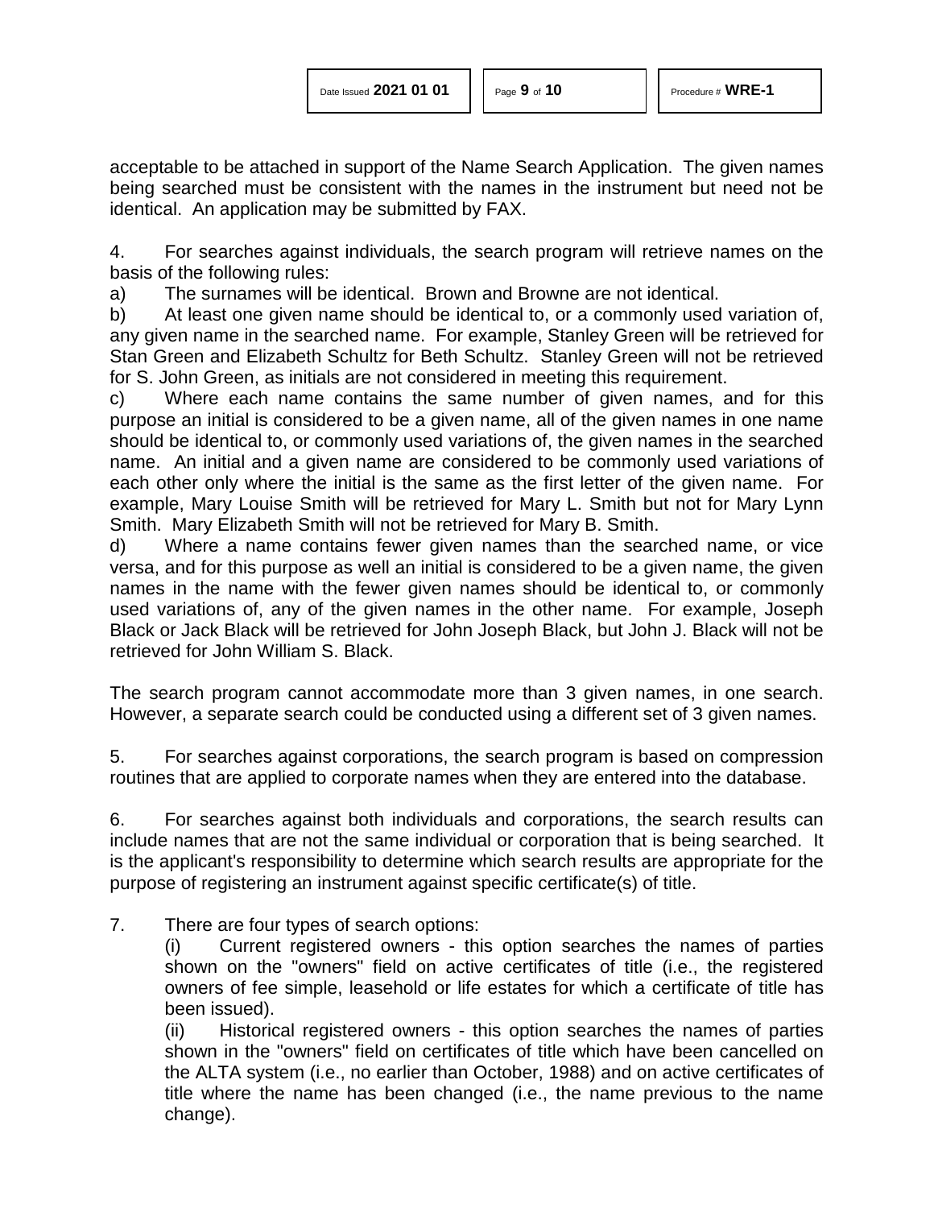acceptable to be attached in support of the Name Search Application. The given names being searched must be consistent with the names in the instrument but need not be identical. An application may be submitted by FAX.

4. For searches against individuals, the search program will retrieve names on the basis of the following rules:

a) The surnames will be identical. Brown and Browne are not identical.

b) At least one given name should be identical to, or a commonly used variation of, any given name in the searched name. For example, Stanley Green will be retrieved for Stan Green and Elizabeth Schultz for Beth Schultz. Stanley Green will not be retrieved for S. John Green, as initials are not considered in meeting this requirement.

c) Where each name contains the same number of given names, and for this purpose an initial is considered to be a given name, all of the given names in one name should be identical to, or commonly used variations of, the given names in the searched name. An initial and a given name are considered to be commonly used variations of each other only where the initial is the same as the first letter of the given name. For example, Mary Louise Smith will be retrieved for Mary L. Smith but not for Mary Lynn Smith. Mary Elizabeth Smith will not be retrieved for Mary B. Smith.

d) Where a name contains fewer given names than the searched name, or vice versa, and for this purpose as well an initial is considered to be a given name, the given names in the name with the fewer given names should be identical to, or commonly used variations of, any of the given names in the other name. For example, Joseph Black or Jack Black will be retrieved for John Joseph Black, but John J. Black will not be retrieved for John William S. Black.

The search program cannot accommodate more than 3 given names, in one search. However, a separate search could be conducted using a different set of 3 given names.

5. For searches against corporations, the search program is based on compression routines that are applied to corporate names when they are entered into the database.

6. For searches against both individuals and corporations, the search results can include names that are not the same individual or corporation that is being searched. It is the applicant's responsibility to determine which search results are appropriate for the purpose of registering an instrument against specific certificate(s) of title.

7. There are four types of search options:

(i) Current registered owners - this option searches the names of parties shown on the "owners" field on active certificates of title (i.e., the registered owners of fee simple, leasehold or life estates for which a certificate of title has been issued).

(ii) Historical registered owners - this option searches the names of parties shown in the "owners" field on certificates of title which have been cancelled on the ALTA system (i.e., no earlier than October, 1988) and on active certificates of title where the name has been changed (i.e., the name previous to the name change).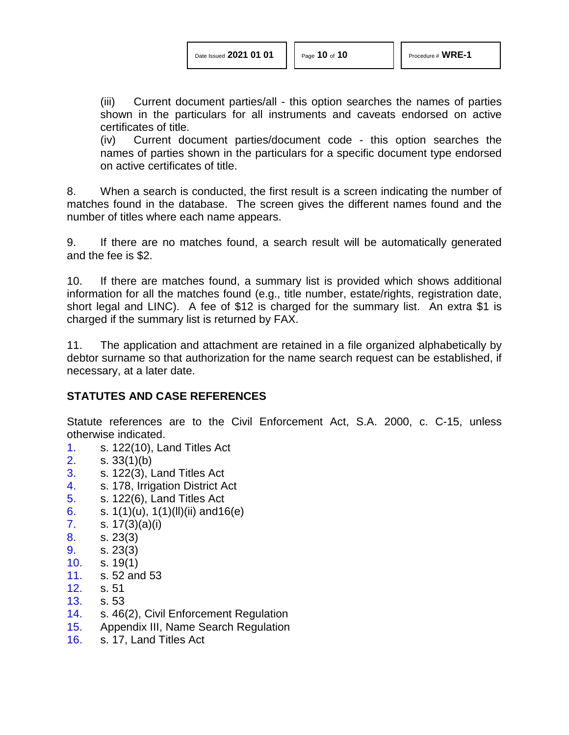(iii) Current document parties/all - this option searches the names of parties shown in the particulars for all instruments and caveats endorsed on active certificates of title.
(iv) Current document parties/document code - this option searches the names of parties shown in the particulars for a specific document type endorsed on active certificates of title.

8. When a search is conducted, the first result is a screen indicating the number of matches found in the database. The screen gives the different names found and the number of titles where each name appears.

9. If there are no matches found, a search result will be automatically generated and the fee is $2.

10. If there are matches found, a summary list is provided which shows additional information for all the matches found (e.g., title number, estate/rights, registration date, short legal and LINC). A fee of $12 is charged for the summary list. An extra $1 is charged if the summary list is returned by FAX.

11. The application and attachment are retained in a file organized alphabetically by debtor surname so that authorization for the name search request can be established, if necessary, at a later date.

## STATUTES AND CASE REFERENCES

Statute references are to the Civil Enforcement Act, S.A. 2000, c. C-15, unless otherwise indicated.

1. s. 122(10), Land Titles Act
2. s. 33(1)(b)
3. s. 122(3), Land Titles Act
4. s. 178, Irrigation District Act
5. s. 122(6), Land Titles Act
6. s. 1(1)(u), 1(1)(ll)(ii) and16(e)
7. s. 17(3)(a)(i)
8. s. 23(3)
9. s. 23(3)
10. s. 19(1)
11. s. 52 and 53
12. s. 51
13. s. 53
14. s. 46(2), Civil Enforcement Regulation
15. Appendix III, Name Search Regulation
16. s. 17, Land Titles Act